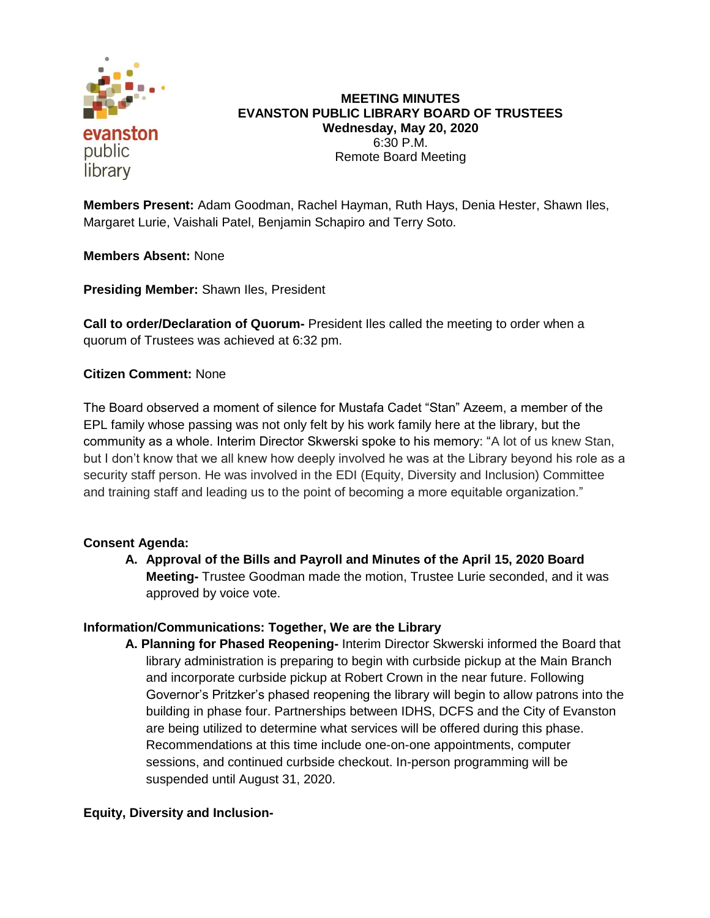# MEETING MINUTES
## EVANSTON PUBLIC LIBRARY BOARD OF TRUSTEES
**Wednesday, May 20, 2020**
6:30 P.M.
Remote Board Meeting

**Members Present:** Adam Goodman, Rachel Hayman, Ruth Hays, Denia Hester, Shawn Iles, Margaret Lurie, Vaishali Patel, Benjamin Schapiro and Terry Soto.

**Members Absent:** None

**Presiding Member:** Shawn Iles, President

**Call to order/Declaration of Quorum-** President Iles called the meeting to order when a quorum of Trustees was achieved at 6:32 pm.

**Citizen Comment:** None

The Board observed a moment of silence for Mustafa Cadet "Stan" Azeem, a member of the EPL family whose passing was not only felt by his work family here at the library, but the community as a whole. Interim Director Skwerski spoke to his memory: "A lot of us knew Stan, but I don't know that we all knew how deeply involved he was at the Library beyond his role as a security staff person. He was involved in the EDI (Equity, Diversity and Inclusion) Committee and training staff and leading us to the point of becoming a more equitable organization."

**Consent Agenda:**

A. **Approval of the Bills and Payroll and Minutes of the April 15, 2020 Board Meeting-** Trustee Goodman made the motion, Trustee Lurie seconded, and it was approved by voice vote.

**Information/Communications: Together, We are the Library**

A. **Planning for Phased Reopening-** Interim Director Skwerski informed the Board that library administration is preparing to begin with curbside pickup at the Main Branch and incorporate curbside pickup at Robert Crown in the near future. Following Governor's Pritzker's phased reopening the library will begin to allow patrons into the building in phase four. Partnerships between IDHS, DCFS and the City of Evanston are being utilized to determine what services will be offered during this phase. Recommendations at this time include one-on-one appointments, computer sessions, and continued curbside checkout. In-person programming will be suspended until August 31, 2020.

**Equity, Diversity and Inclusion-**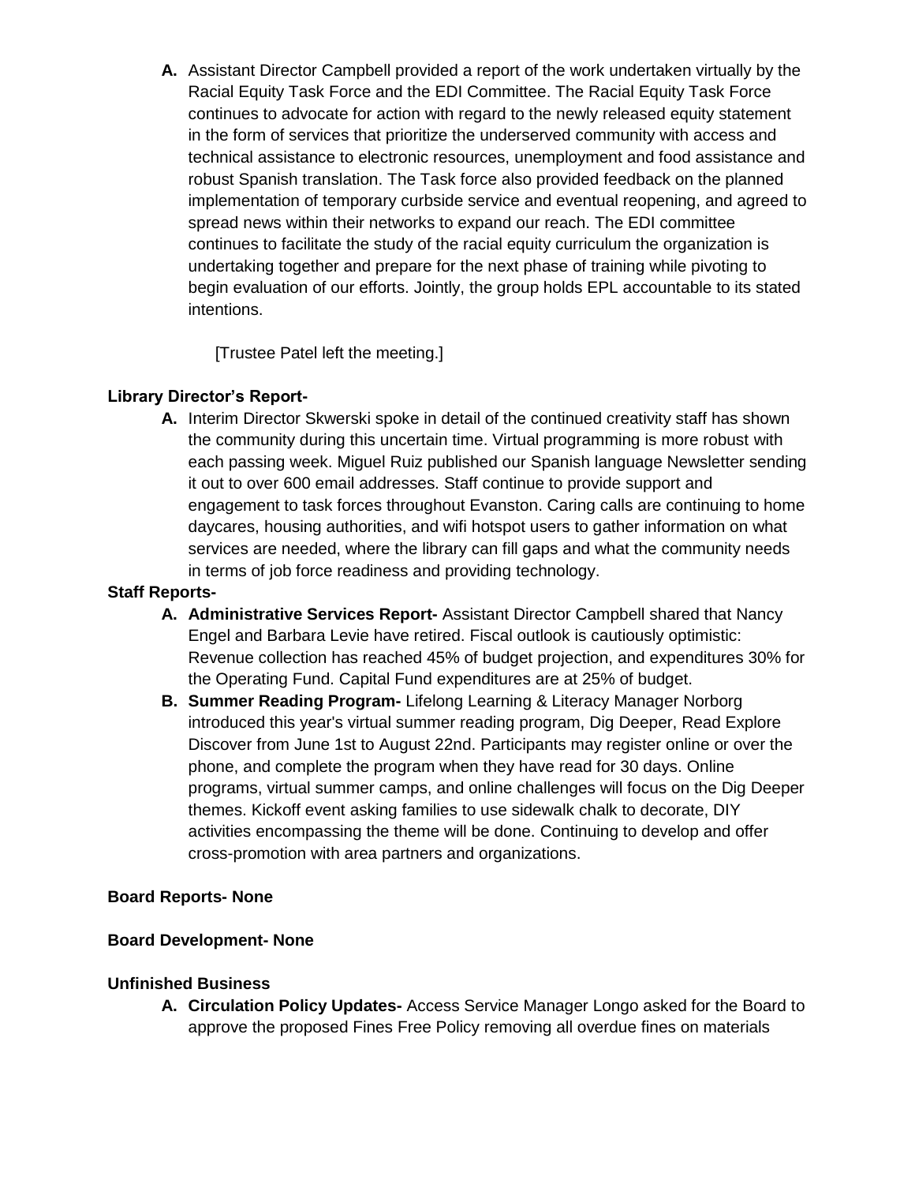A. Assistant Director Campbell provided a report of the work undertaken virtually by the Racial Equity Task Force and the EDI Committee. The Racial Equity Task Force continues to advocate for action with regard to the newly released equity statement in the form of services that prioritize the underserved community with access and technical assistance to electronic resources, unemployment and food assistance and robust Spanish translation. The Task force also provided feedback on the planned implementation of temporary curbside service and eventual reopening, and agreed to spread news within their networks to expand our reach. The EDI committee continues to facilitate the study of the racial equity curriculum the organization is undertaking together and prepare for the next phase of training while pivoting to begin evaluation of our efforts. Jointly, the group holds EPL accountable to its stated intentions.

[Trustee Patel left the meeting.]

**Library Director's Report-**

A. Interim Director Skwerski spoke in detail of the continued creativity staff has shown the community during this uncertain time. Virtual programming is more robust with each passing week. Miguel Ruiz published our Spanish language Newsletter sending it out to over 600 email addresses. Staff continue to provide support and engagement to task forces throughout Evanston. Caring calls are continuing to home daycares, housing authorities, and wifi hotspot users to gather information on what services are needed, where the library can fill gaps and what the community needs in terms of job force readiness and providing technology.

**Staff Reports-**

A. **Administrative Services Report-** Assistant Director Campbell shared that Nancy Engel and Barbara Levie have retired. Fiscal outlook is cautiously optimistic: Revenue collection has reached 45% of budget projection, and expenditures 30% for the Operating Fund. Capital Fund expenditures are at 25% of budget.

B. **Summer Reading Program-** Lifelong Learning & Literacy Manager Norborg introduced this year's virtual summer reading program, Dig Deeper, Read Explore Discover from June 1st to August 22nd. Participants may register online or over the phone, and complete the program when they have read for 30 days. Online programs, virtual summer camps, and online challenges will focus on the Dig Deeper themes. Kickoff event asking families to use sidewalk chalk to decorate, DIY activities encompassing the theme will be done. Continuing to develop and offer cross-promotion with area partners and organizations.

**Board Reports- None**

**Board Development- None**

**Unfinished Business**

A. **Circulation Policy Updates-** Access Service Manager Longo asked for the Board to approve the proposed Fines Free Policy removing all overdue fines on materials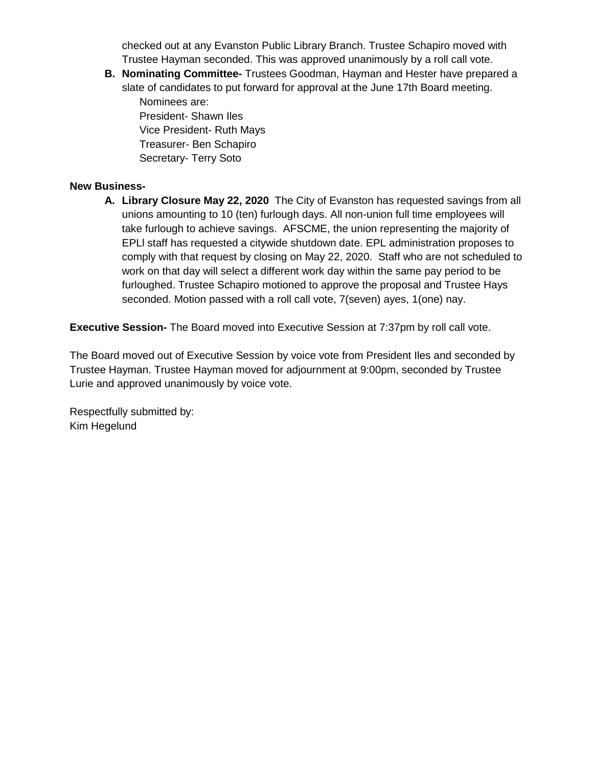checked out at any Evanston Public Library Branch. Trustee Schapiro moved with Trustee Hayman seconded. This was approved unanimously by a roll call vote.

**B. Nominating Committee-** Trustees Goodman, Hayman and Hester have prepared a slate of candidates to put forward for approval at the June 17th Board meeting.
  Nominees are:
  President- Shawn Iles
  Vice President- Ruth Mays
  Treasurer- Ben Schapiro
  Secretary- Terry Soto

**New Business-**

**A. Library Closure May 22, 2020** The City of Evanston has requested savings from all unions amounting to 10 (ten) furlough days. All non-union full time employees will take furlough to achieve savings. AFSCME, the union representing the majority of EPLl staff has requested a citywide shutdown date. EPL administration proposes to comply with that request by closing on May 22, 2020. Staff who are not scheduled to work on that day will select a different work day within the same pay period to be furloughed. Trustee Schapiro motioned to approve the proposal and Trustee Hays seconded. Motion passed with a roll call vote, 7(seven) ayes, 1(one) nay.

**Executive Session-** The Board moved into Executive Session at 7:37pm by roll call vote.

The Board moved out of Executive Session by voice vote from President Iles and seconded by Trustee Hayman. Trustee Hayman moved for adjournment at 9:00pm, seconded by Trustee Lurie and approved unanimously by voice vote.

Respectfully submitted by:
Kim Hegelund